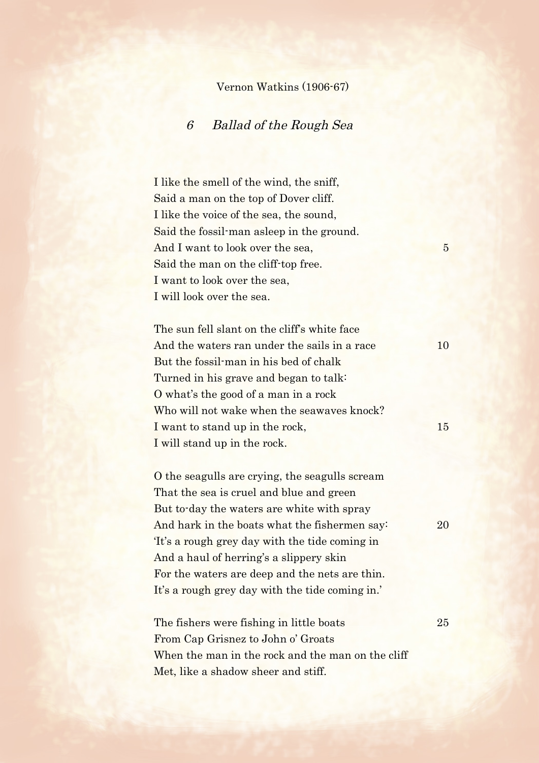Vernon Watkins (1906-67)

## 6 *Ballad of the Rough Sea*

I like the smell of the wind, the sniff,  
Said a man on the top of Dover cliff.  
I like the voice of the sea, the sound,  
Said the fossil-man asleep in the ground.  
And I want to look over the sea, 5  
Said the man on the cliff-top free.  
I want to look over the sea,  
I will look over the sea.

The sun fell slant on the cliff's white face  
And the waters ran under the sails in a race 10  
But the fossil-man in his bed of chalk  
Turned in his grave and began to talk:  
O what's the good of a man in a rock  
Who will not wake when the seawaves knock?  
I want to stand up in the rock, 15  
I will stand up in the rock.

O the seagulls are crying, the seagulls scream  
That the sea is cruel and blue and green  
But to-day the waters are white with spray  
And hark in the boats what the fishermen say: 20  
'It's a rough grey day with the tide coming in  
And a haul of herring's a slippery skin  
For the waters are deep and the nets are thin.  
It's a rough grey day with the tide coming in.'

The fishers were fishing in little boats 25  
From Cap Grisnez to John o' Groats  
When the man in the rock and the man on the cliff  
Met, like a shadow sheer and stiff.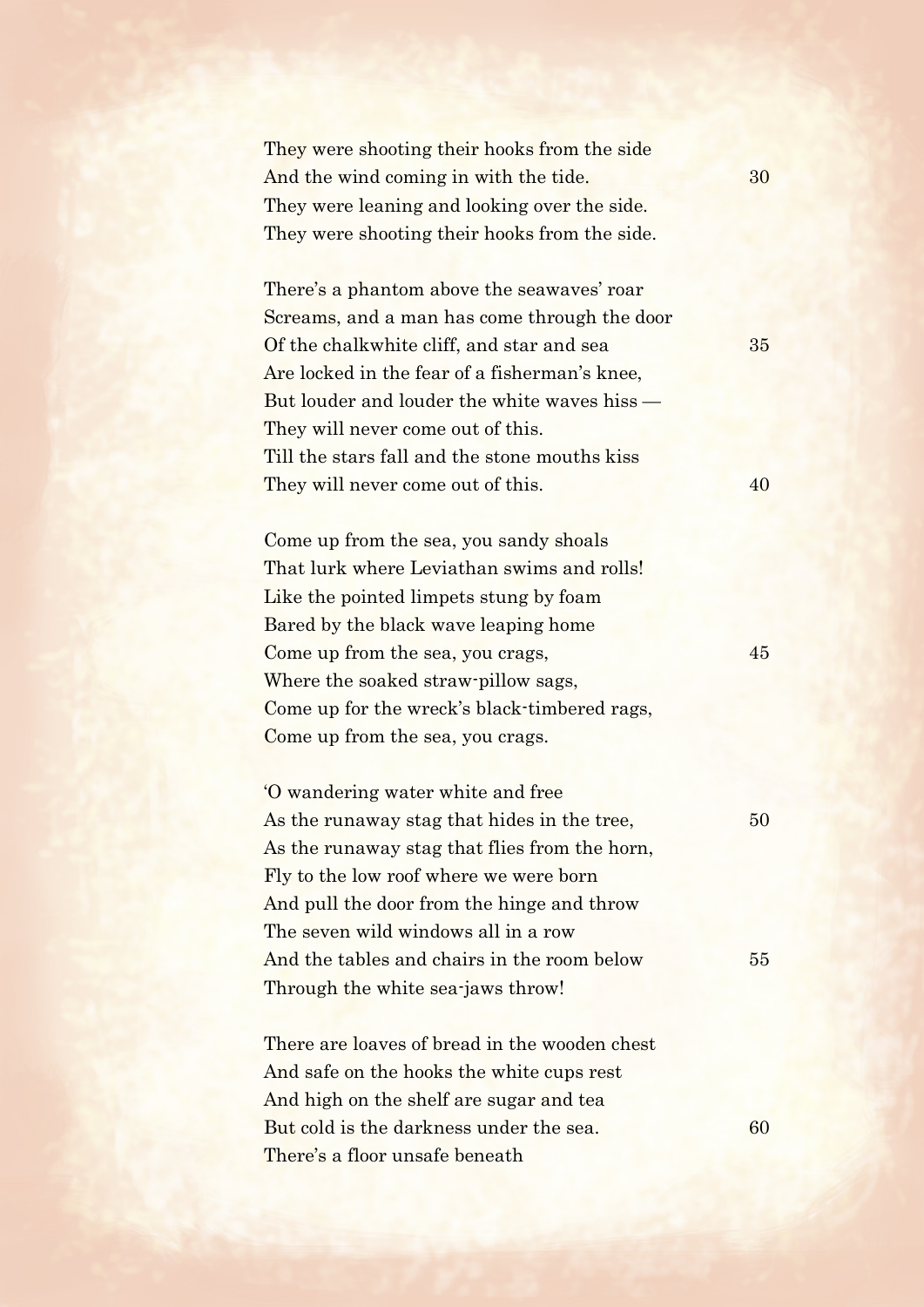They were shooting their hooks from the side  
And the wind coming in with the tide.  
They were leaning and looking over the side.  
They were shooting their hooks from the side.

There's a phantom above the seawaves' roar  
Screams, and a man has come through the door  
Of the chalkwhite cliff, and star and sea  
Are locked in the fear of a fisherman's knee,  
But louder and louder the white waves hiss —  
They will never come out of this.  
Till the stars fall and the stone mouths kiss  
They will never come out of this.

Come up from the sea, you sandy shoals  
That lurk where Leviathan swims and rolls!  
Like the pointed limpets stung by foam  
Bared by the black wave leaping home  
Come up from the sea, you crags,  
Where the soaked straw-pillow sags,  
Come up for the wreck's black-timbered rags,  
Come up from the sea, you crags.

'O wandering water white and free  
As the runaway stag that hides in the tree,  
As the runaway stag that flies from the horn,  
Fly to the low roof where we were born  
And pull the door from the hinge and throw  
The seven wild windows all in a row  
And the tables and chairs in the room below  
Through the white sea-jaws throw!

There are loaves of bread in the wooden chest  
And safe on the hooks the white cups rest  
And high on the shelf are sugar and tea  
But cold is the darkness under the sea.  
There's a floor unsafe beneath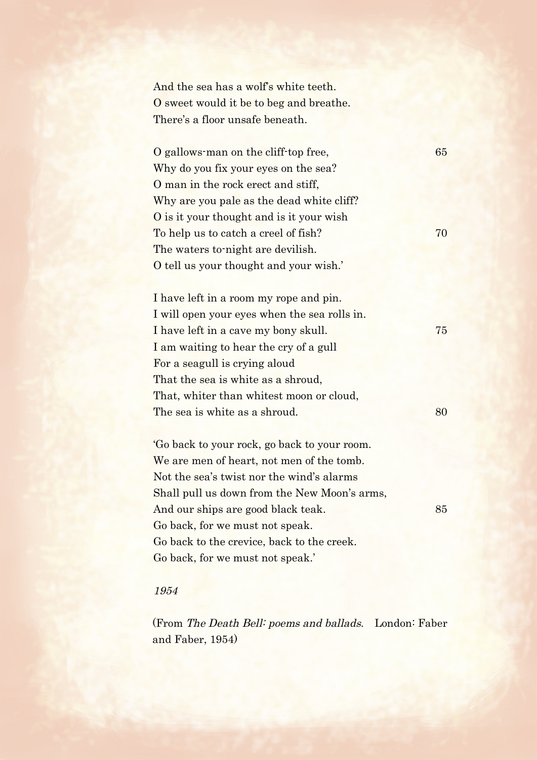And the sea has a wolf's white teeth.
O sweet would it be to beg and breathe.
There's a floor unsafe beneath.

O gallows-man on the cliff-top free, 65
Why do you fix your eyes on the sea?
O man in the rock erect and stiff,
Why are you pale as the dead white cliff?
O is it your thought and is it your wish
To help us to catch a creel of fish? 70
The waters to-night are devilish.
O tell us your thought and your wish.'

I have left in a room my rope and pin.
I will open your eyes when the sea rolls in.
I have left in a cave my bony skull. 75
I am waiting to hear the cry of a gull
For a seagull is crying aloud
That the sea is white as a shroud,
That, whiter than whitest moon or cloud,
The sea is white as a shroud. 80

'Go back to your rock, go back to your room.
We are men of heart, not men of the tomb.
Not the sea's twist nor the wind's alarms
Shall pull us down from the New Moon's arms,
And our ships are good black teak. 85
Go back, for we must not speak.
Go back to the crevice, back to the creek.
Go back, for we must not speak.'

*1954*

(From *The Death Bell: poems and ballads*. London: Faber and Faber, 1954)